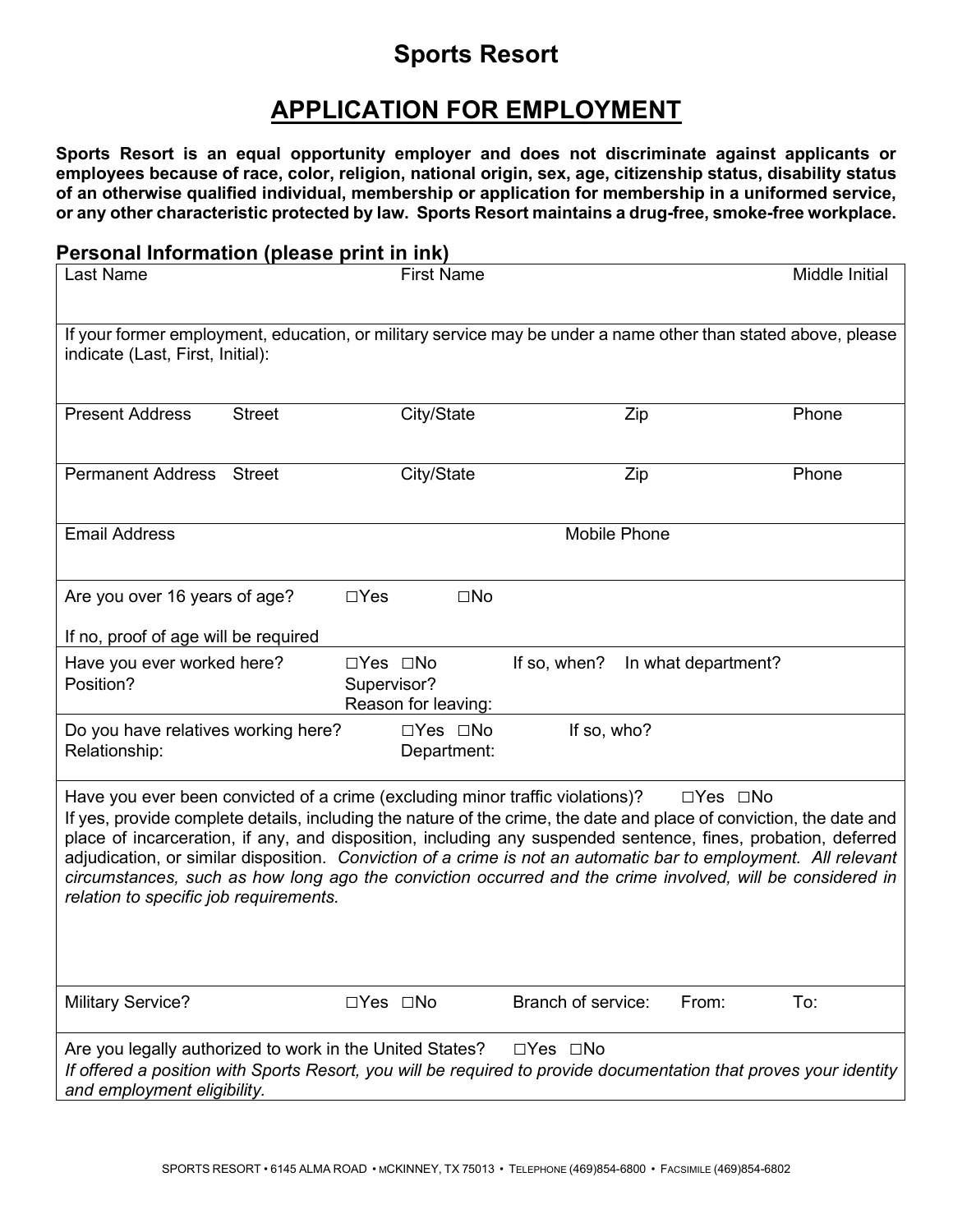# Sports Resort

## APPLICATION FOR EMPLOYMENT

**Sports Resort is an equal opportunity employer and does not discriminate against applicants or employees because of race, color, religion, national origin, sex, age, citizenship status, disability status of an otherwise qualified individual, membership or application for membership in a uniformed service, or any other characteristic protected by law. Sports Resort maintains a drug-free, smoke-free workplace.**

### Personal Information (please print in ink)

| Last Name | First Name | Middle Initial |
|---|---|---|
| | | |

If your former employment, education, or military service may be under a name other than stated above, please indicate (Last, First, Initial):

| | Street | City/State | Zip | Phone |
|---|---|---|---|---|
| Present Address | | | | |
| Permanent Address | | | | |

| Email Address | Mobile Phone |
|---|---|
| | |

Are you over 16 years of age? ☐Yes ☐No

If no, proof of age will be required

Have you ever worked here? ☐Yes ☐No If so, when? In what department?
Position? Supervisor? Reason for leaving:

Do you have relatives working here? ☐Yes ☐No If so, who?
Relationship: Department:

Have you ever been convicted of a crime (excluding minor traffic violations)? ☐Yes ☐No
If yes, provide complete details, including the nature of the crime, the date and place of conviction, the date and place of incarceration, if any, and disposition, including any suspended sentence, fines, probation, deferred adjudication, or similar disposition. *Conviction of a crime is not an automatic bar to employment. All relevant circumstances, such as how long ago the conviction occurred and the crime involved, will be considered in relation to specific job requirements.*

Military Service? ☐Yes ☐No Branch of service: From: To:

Are you legally authorized to work in the United States? ☐Yes ☐No
*If offered a position with Sports Resort, you will be required to provide documentation that proves your identity and employment eligibility.*

SPORTS RESORT • 6145 ALMA ROAD • MCKINNEY, TX 75013 • TELEPHONE (469)854-6800 • FACSIMILE (469)854-6802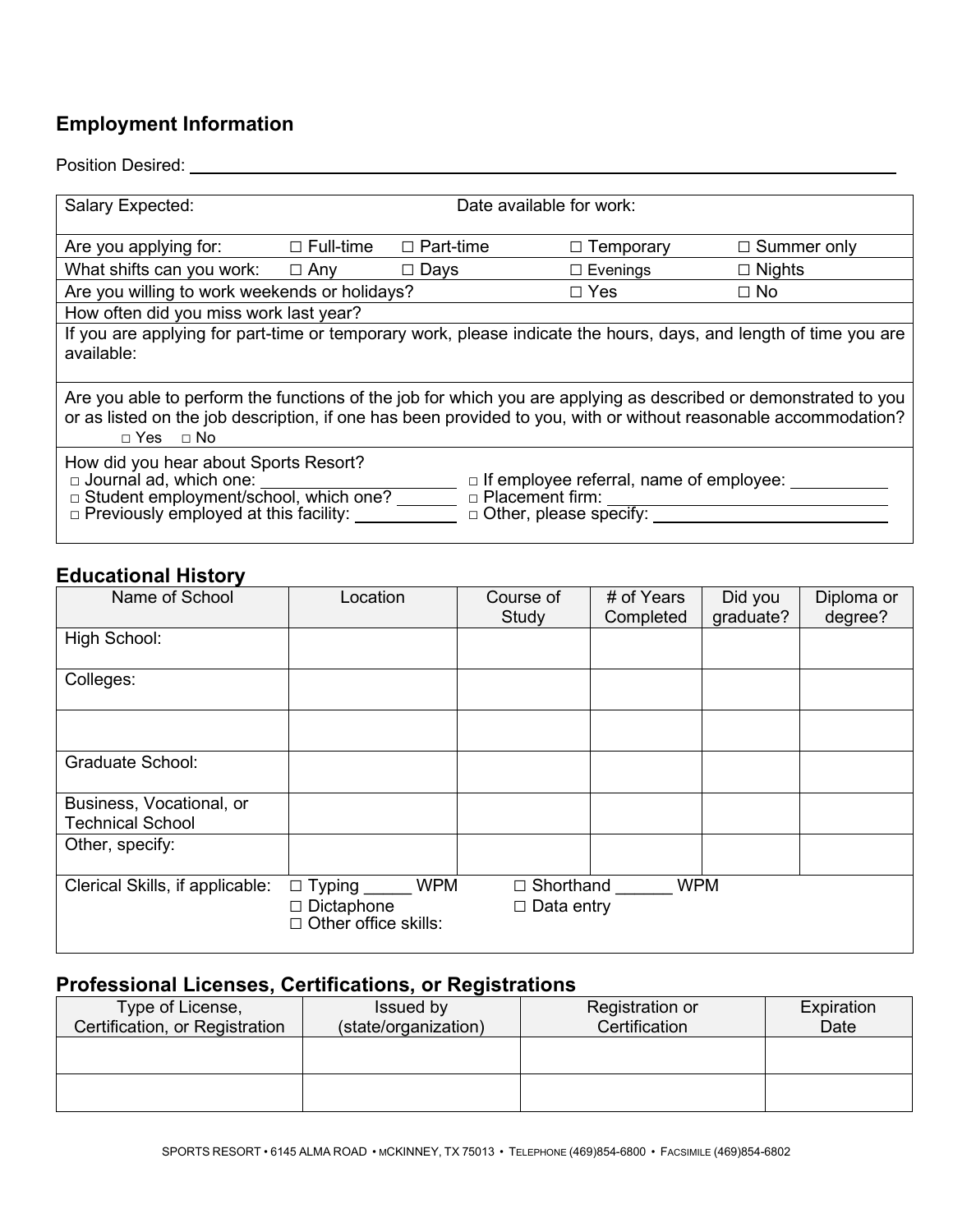## Employment Information

Position Desired: ____________________________________________

| Salary Expected: | | Date available for work: | | |
|---|---|---|---|---|
| Are you applying for: | ☐ Full-time | ☐ Part-time | ☐ Temporary | ☐ Summer only |
| What shifts can you work: | ☐ Any | ☐ Days | ☐ Evenings | ☐ Nights |
| Are you willing to work weekends or holidays? | | | ☐ Yes | ☐ No |
| How often did you miss work last year? | | | | |
| If you are applying for part-time or temporary work, please indicate the hours, days, and length of time you are available: | | | | |
| Are you able to perform the functions of the job for which you are applying as described or demonstrated to you or as listed on the job description, if one has been provided to you, with or without reasonable accommodation? ☐ Yes ☐ No | | | | |

How did you hear about Sports Resort?

- ☐ Journal ad, which one: ____________
- ☐ Student employment/school, which one? ____________
- ☐ Previously employed at this facility: ____________
- ☐ If employee referral, name of employee: ____________
- ☐ Placement firm: ____________
- ☐ Other, please specify: ____________

## Educational History

| Name of School | Location | Course of Study | # of Years Completed | Did you graduate? | Diploma or degree? |
|---|---|---|---|---|---|
| High School: | | | | | |
| Colleges: | | | | | |
| | | | | | |
| Graduate School: | | | | | |
| Business, Vocational, or Technical School | | | | | |
| Other, specify: | | | | | |
| Clerical Skills, if applicable: | ☐ Typing _____ WPM<br>☐ Dictaphone<br>☐ Other office skills: | ☐ Shorthand ______ WPM<br>☐ Data entry | | | |

## Professional Licenses, Certifications, or Registrations

| Type of License, Certification, or Registration | Issued by (state/organization) | Registration or Certification | Expiration Date |
|---|---|---|---|
| | | | |
| | | | |

SPORTS RESORT • 6145 ALMA ROAD • MCKINNEY, TX 75013 • TELEPHONE (469)854-6800 • FACSIMILE (469)854-6802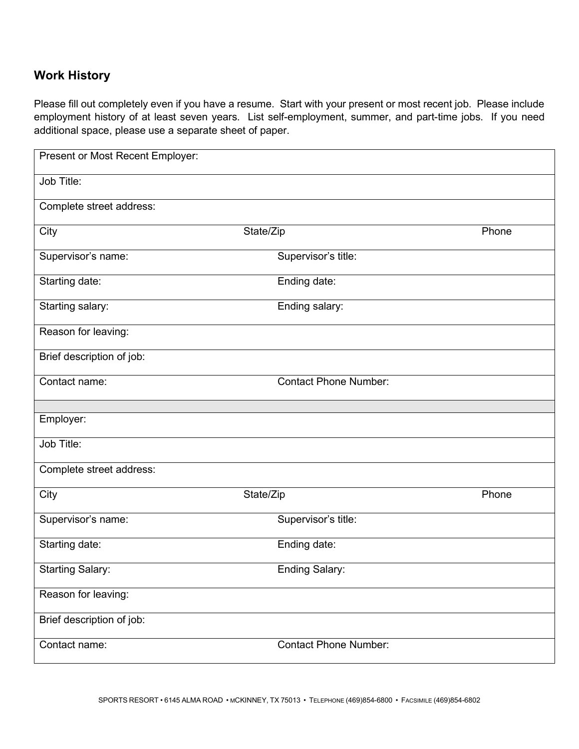## Work History

Please fill out completely even if you have a resume. Start with your present or most recent job. Please include employment history of at least seven years. List self-employment, summer, and part-time jobs. If you need additional space, please use a separate sheet of paper.

| | | |
|---|---|---|
| Present or Most Recent Employer: | | |
| Job Title: | | |
| Complete street address: | | |
| City | State/Zip | Phone |
| Supervisor's name: | Supervisor's title: | |
| Starting date: | Ending date: | |
| Starting salary: | Ending salary: | |
| Reason for leaving: | | |
| Brief description of job: | | |
| Contact name: | Contact Phone Number: | |
| | | |
| Employer: | | |
| Job Title: | | |
| Complete street address: | | |
| City | State/Zip | Phone |
| Supervisor's name: | Supervisor's title: | |
| Starting date: | Ending date: | |
| Starting Salary: | Ending Salary: | |
| Reason for leaving: | | |
| Brief description of job: | | |
| Contact name: | Contact Phone Number: | |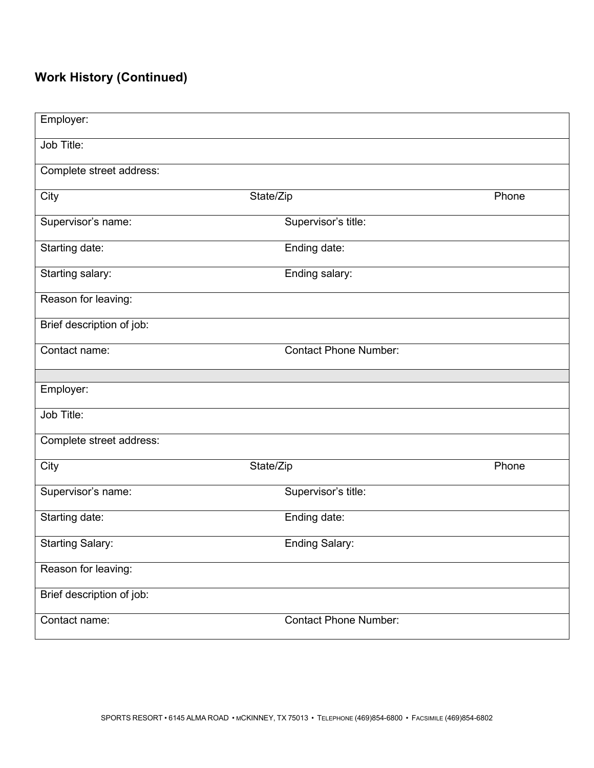## Work History (Continued)

| | | |
|---|---|---|
| Employer: | | |
| Job Title: | | |
| Complete street address: | | |
| City | State/Zip | Phone |
| Supervisor's name: | Supervisor's title: | |
| Starting date: | Ending date: | |
| Starting salary: | Ending salary: | |
| Reason for leaving: | | |
| Brief description of job: | | |
| Contact name: | Contact Phone Number: | |
| | | |
| Employer: | | |
| Job Title: | | |
| Complete street address: | | |
| City | State/Zip | Phone |
| Supervisor's name: | Supervisor's title: | |
| Starting date: | Ending date: | |
| Starting Salary: | Ending Salary: | |
| Reason for leaving: | | |
| Brief description of job: | | |
| Contact name: | Contact Phone Number: | |

SPORTS RESORT • 6145 ALMA ROAD • MCKINNEY, TX 75013 • TELEPHONE (469)854-6800 • FACSIMILE (469)854-6802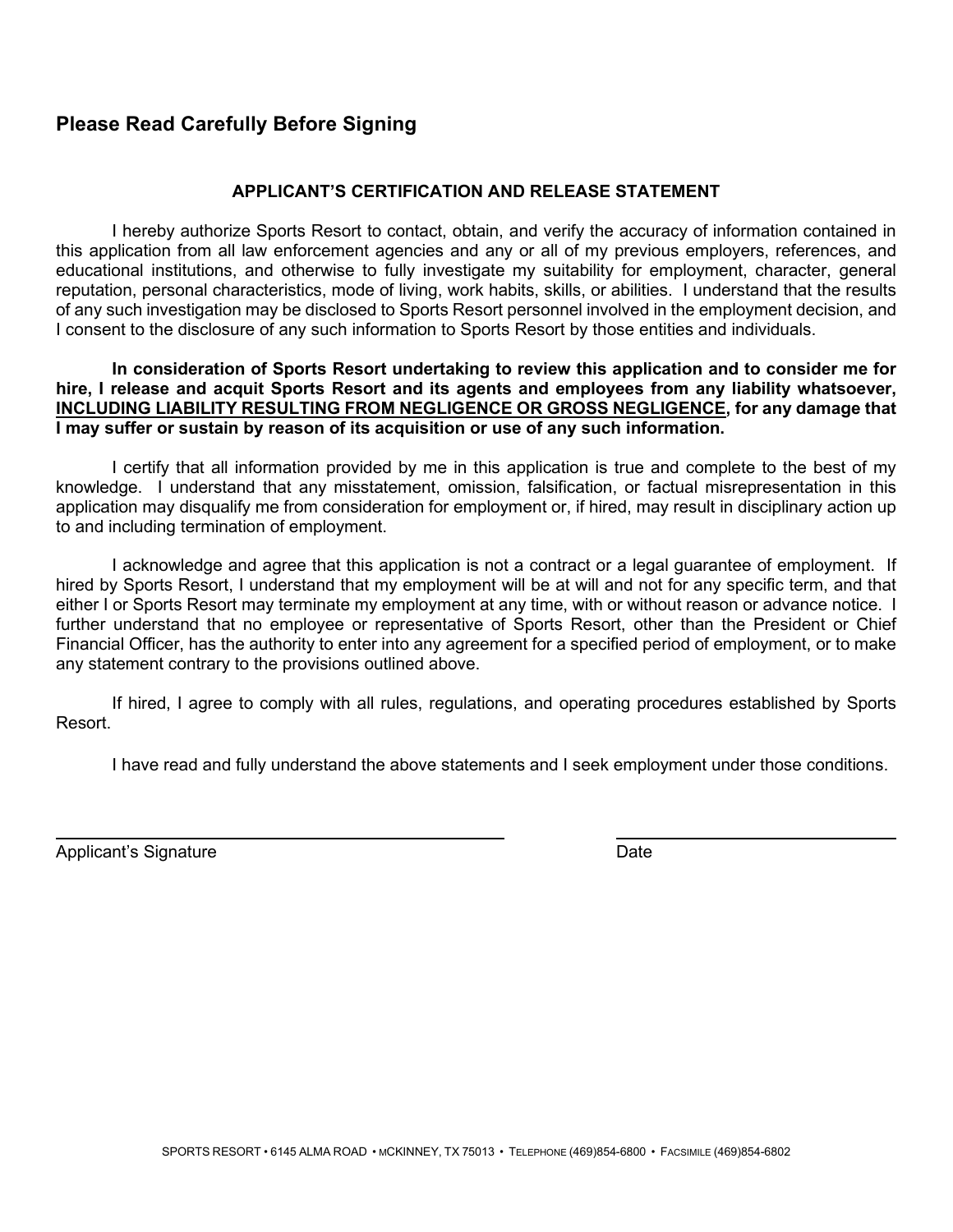## Please Read Carefully Before Signing

**APPLICANT'S CERTIFICATION AND RELEASE STATEMENT**

I hereby authorize Sports Resort to contact, obtain, and verify the accuracy of information contained in this application from all law enforcement agencies and any or all of my previous employers, references, and educational institutions, and otherwise to fully investigate my suitability for employment, character, general reputation, personal characteristics, mode of living, work habits, skills, or abilities. I understand that the results of any such investigation may be disclosed to Sports Resort personnel involved in the employment decision, and I consent to the disclosure of any such information to Sports Resort by those entities and individuals.

**In consideration of Sports Resort undertaking to review this application and to consider me for hire, I release and acquit Sports Resort and its agents and employees from any liability whatsoever, <u>INCLUDING LIABILITY RESULTING FROM NEGLIGENCE OR GROSS NEGLIGENCE</u>, for any damage that I may suffer or sustain by reason of its acquisition or use of any such information.**

I certify that all information provided by me in this application is true and complete to the best of my knowledge. I understand that any misstatement, omission, falsification, or factual misrepresentation in this application may disqualify me from consideration for employment or, if hired, may result in disciplinary action up to and including termination of employment.

I acknowledge and agree that this application is not a contract or a legal guarantee of employment. If hired by Sports Resort, I understand that my employment will be at will and not for any specific term, and that either I or Sports Resort may terminate my employment at any time, with or without reason or advance notice. I further understand that no employee or representative of Sports Resort, other than the President or Chief Financial Officer, has the authority to enter into any agreement for a specified period of employment, or to make any statement contrary to the provisions outlined above.

If hired, I agree to comply with all rules, regulations, and operating procedures established by Sports Resort.

I have read and fully understand the above statements and I seek employment under those conditions.

\_\_\_\_\_\_\_\_\_\_\_\_\_\_\_\_\_\_\_\_\_\_\_\_\_\_\_\_\_\_\_\_\_\_\_\_ \_\_\_\_\_\_\_\_\_\_\_\_\_\_\_\_\_\_\_\_

Applicant's Signature Date

SPORTS RESORT • 6145 ALMA ROAD • MCKINNEY, TX 75013 • TELEPHONE (469)854-6800 • FACSIMILE (469)854-6802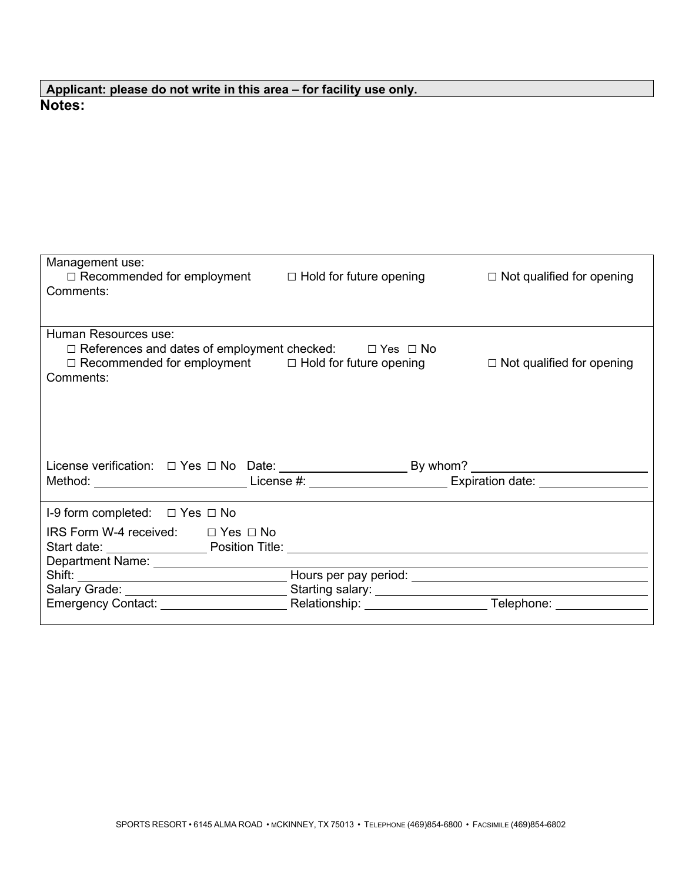**Applicant: please do not write in this area – for facility use only.**

**Notes:**

Management use:
☐ Recommended for employment ☐ Hold for future opening ☐ Not qualified for opening
Comments:

Human Resources use:
☐ References and dates of employment checked: ☐ Yes ☐ No
☐ Recommended for employment ☐ Hold for future opening ☐ Not qualified for opening
Comments:

License verification: ☐ Yes ☐ No Date: ____________________ By whom? ____________________
Method: ____________________ License #: ____________________ Expiration date: ____________________

I-9 form completed: ☐ Yes ☐ No

IRS Form W-4 received: ☐ Yes ☐ No
Start date: ____________________ Position Title: ____________________
Department Name: ____________________
Shift: ____________________ Hours per pay period: ____________________
Salary Grade: ____________________ Starting salary: ____________________
Emergency Contact: ____________________ Relationship: ____________________ Telephone: ____________________

SPORTS RESORT • 6145 ALMA ROAD • MCKINNEY, TX 75013 • TELEPHONE (469)854-6800 • FACSIMILE (469)854-6802